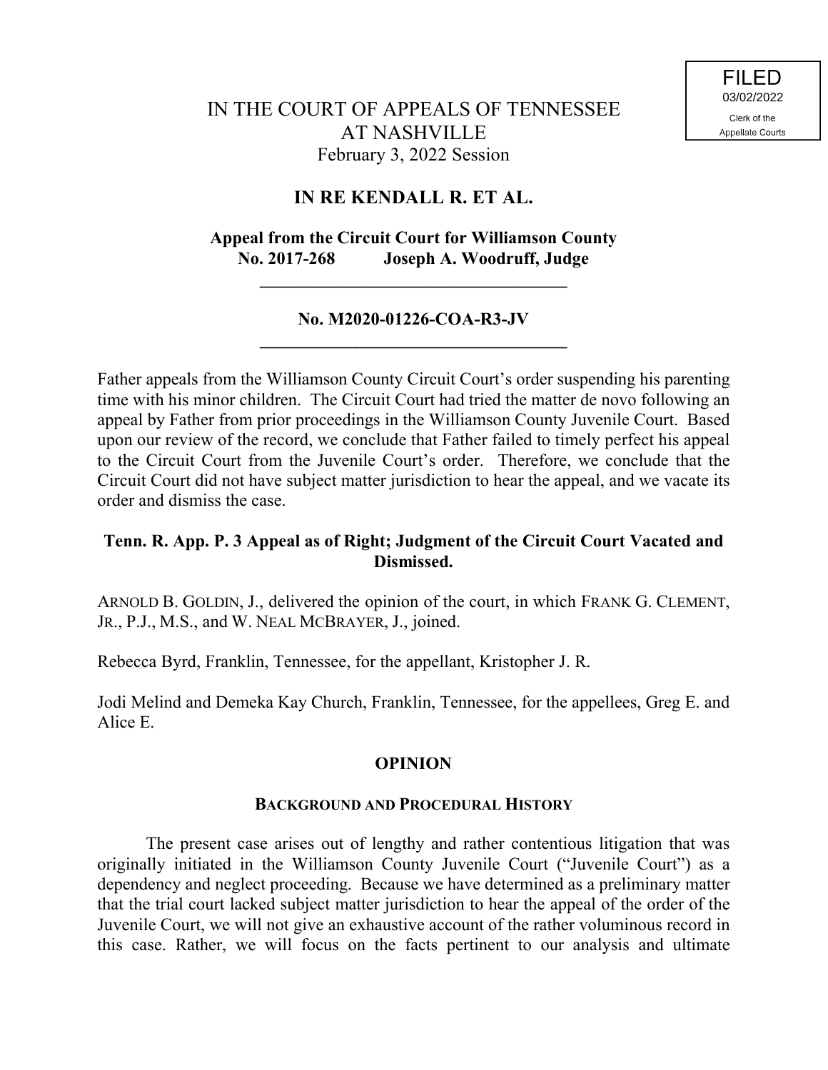FILED
03/02/2022
Clerk of the
Appellate Courts

# IN THE COURT OF APPEALS OF TENNESSEE
# AT NASHVILLE
February 3, 2022 Session

## IN RE KENDALL R. ET AL.

**Appeal from the Circuit Court for Williamson County**
**No. 2017-268 Joseph A. Woodruff, Judge**

---

**No. M2020-01226-COA-R3-JV**

---

Father appeals from the Williamson County Circuit Court's order suspending his parenting time with his minor children. The Circuit Court had tried the matter de novo following an appeal by Father from prior proceedings in the Williamson County Juvenile Court. Based upon our review of the record, we conclude that Father failed to timely perfect his appeal to the Circuit Court from the Juvenile Court's order. Therefore, we conclude that the Circuit Court did not have subject matter jurisdiction to hear the appeal, and we vacate its order and dismiss the case.

**Tenn. R. App. P. 3 Appeal as of Right; Judgment of the Circuit Court Vacated and Dismissed.**

ARNOLD B. GOLDIN, J., delivered the opinion of the court, in which FRANK G. CLEMENT, JR., P.J., M.S., and W. NEAL MCBRAYER, J., joined.

Rebecca Byrd, Franklin, Tennessee, for the appellant, Kristopher J. R.

Jodi Melind and Demeka Kay Church, Franklin, Tennessee, for the appellees, Greg E. and Alice E.

## OPINION

### BACKGROUND AND PROCEDURAL HISTORY

The present case arises out of lengthy and rather contentious litigation that was originally initiated in the Williamson County Juvenile Court ("Juvenile Court") as a dependency and neglect proceeding. Because we have determined as a preliminary matter that the trial court lacked subject matter jurisdiction to hear the appeal of the order of the Juvenile Court, we will not give an exhaustive account of the rather voluminous record in this case. Rather, we will focus on the facts pertinent to our analysis and ultimate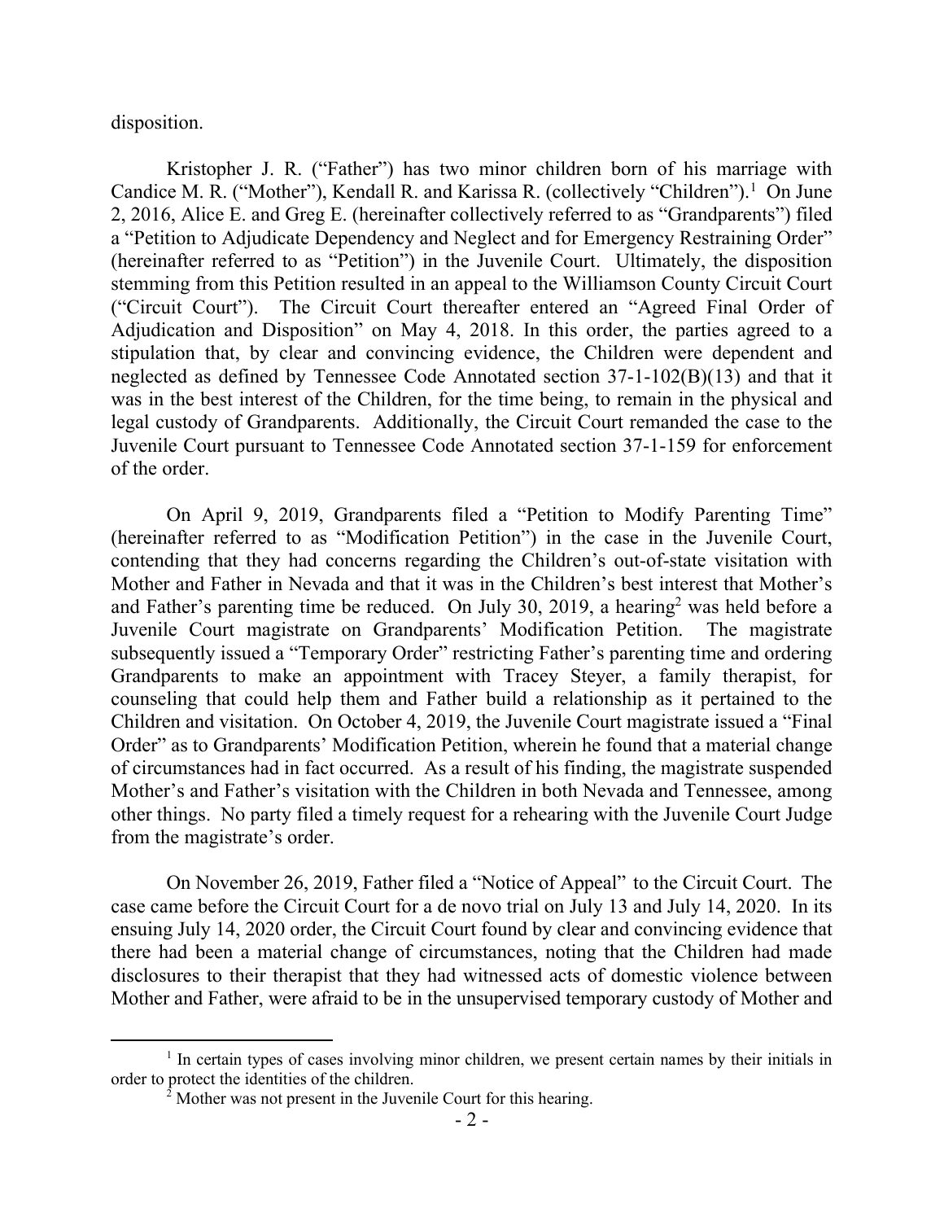disposition.

Kristopher J. R. ("Father") has two minor children born of his marriage with Candice M. R. ("Mother"), Kendall R. and Karissa R. (collectively "Children").[1] On June 2, 2016, Alice E. and Greg E. (hereinafter collectively referred to as "Grandparents") filed a "Petition to Adjudicate Dependency and Neglect and for Emergency Restraining Order" (hereinafter referred to as "Petition") in the Juvenile Court. Ultimately, the disposition stemming from this Petition resulted in an appeal to the Williamson County Circuit Court ("Circuit Court"). The Circuit Court thereafter entered an "Agreed Final Order of Adjudication and Disposition" on May 4, 2018. In this order, the parties agreed to a stipulation that, by clear and convincing evidence, the Children were dependent and neglected as defined by Tennessee Code Annotated section 37-1-102(B)(13) and that it was in the best interest of the Children, for the time being, to remain in the physical and legal custody of Grandparents. Additionally, the Circuit Court remanded the case to the Juvenile Court pursuant to Tennessee Code Annotated section 37-1-159 for enforcement of the order.

On April 9, 2019, Grandparents filed a "Petition to Modify Parenting Time" (hereinafter referred to as "Modification Petition") in the case in the Juvenile Court, contending that they had concerns regarding the Children's out-of-state visitation with Mother and Father in Nevada and that it was in the Children's best interest that Mother's and Father's parenting time be reduced. On July 30, 2019, a hearing[2] was held before a Juvenile Court magistrate on Grandparents' Modification Petition. The magistrate subsequently issued a "Temporary Order" restricting Father's parenting time and ordering Grandparents to make an appointment with Tracey Steyer, a family therapist, for counseling that could help them and Father build a relationship as it pertained to the Children and visitation. On October 4, 2019, the Juvenile Court magistrate issued a "Final Order" as to Grandparents' Modification Petition, wherein he found that a material change of circumstances had in fact occurred. As a result of his finding, the magistrate suspended Mother's and Father's visitation with the Children in both Nevada and Tennessee, among other things. No party filed a timely request for a rehearing with the Juvenile Court Judge from the magistrate's order.

On November 26, 2019, Father filed a "Notice of Appeal" to the Circuit Court. The case came before the Circuit Court for a de novo trial on July 13 and July 14, 2020. In its ensuing July 14, 2020 order, the Circuit Court found by clear and convincing evidence that there had been a material change of circumstances, noting that the Children had made disclosures to their therapist that they had witnessed acts of domestic violence between Mother and Father, were afraid to be in the unsupervised temporary custody of Mother and

---

[1] In certain types of cases involving minor children, we present certain names by their initials in order to protect the identities of the children.

[2] Mother was not present in the Juvenile Court for this hearing.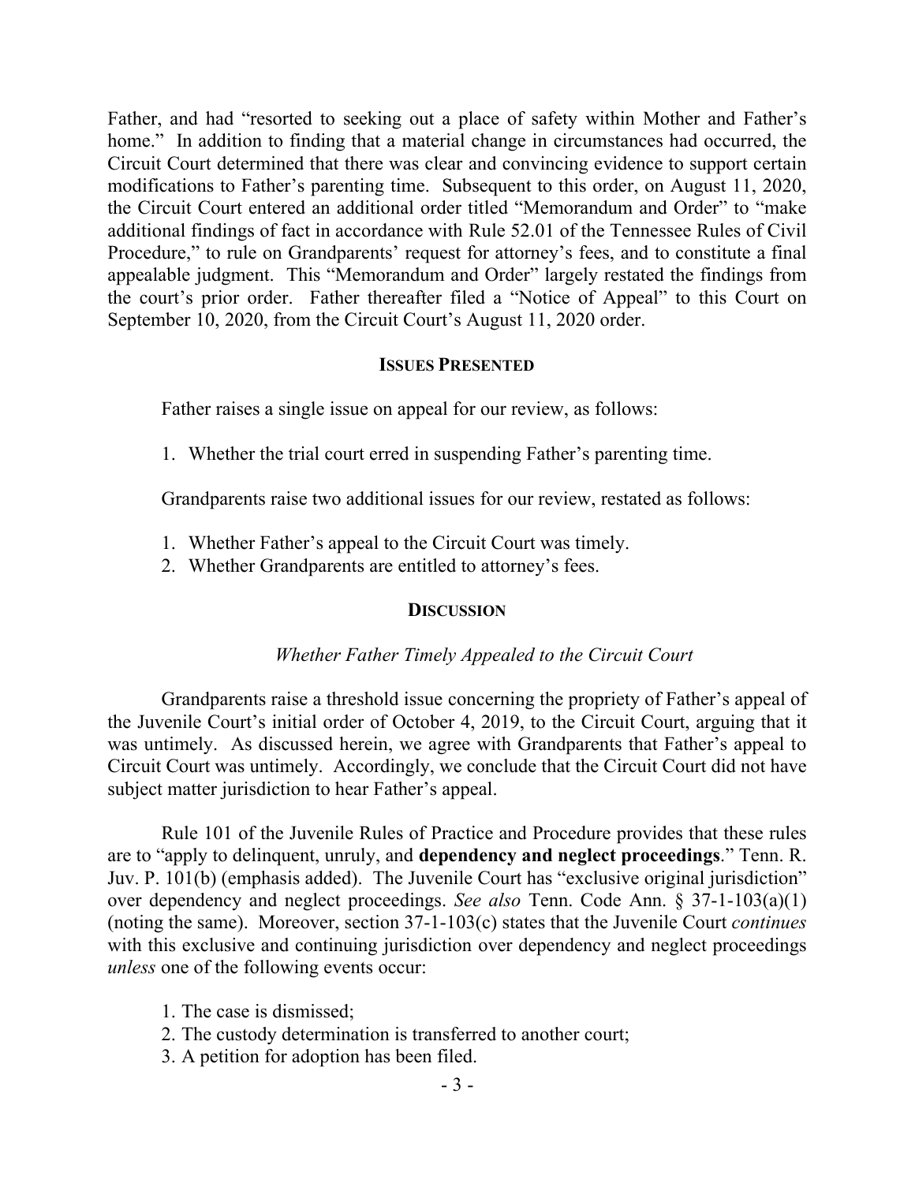Father, and had "resorted to seeking out a place of safety within Mother and Father's home." In addition to finding that a material change in circumstances had occurred, the Circuit Court determined that there was clear and convincing evidence to support certain modifications to Father's parenting time. Subsequent to this order, on August 11, 2020, the Circuit Court entered an additional order titled "Memorandum and Order" to "make additional findings of fact in accordance with Rule 52.01 of the Tennessee Rules of Civil Procedure," to rule on Grandparents' request for attorney's fees, and to constitute a final appealable judgment. This "Memorandum and Order" largely restated the findings from the court's prior order. Father thereafter filed a "Notice of Appeal" to this Court on September 10, 2020, from the Circuit Court's August 11, 2020 order.

## ISSUES PRESENTED

Father raises a single issue on appeal for our review, as follows:

1. Whether the trial court erred in suspending Father's parenting time.

Grandparents raise two additional issues for our review, restated as follows:

1. Whether Father's appeal to the Circuit Court was timely.
2. Whether Grandparents are entitled to attorney's fees.

## DISCUSSION

### *Whether Father Timely Appealed to the Circuit Court*

Grandparents raise a threshold issue concerning the propriety of Father's appeal of the Juvenile Court's initial order of October 4, 2019, to the Circuit Court, arguing that it was untimely. As discussed herein, we agree with Grandparents that Father's appeal to Circuit Court was untimely. Accordingly, we conclude that the Circuit Court did not have subject matter jurisdiction to hear Father's appeal.

Rule 101 of the Juvenile Rules of Practice and Procedure provides that these rules are to "apply to delinquent, unruly, and **dependency and neglect proceedings**." Tenn. R. Juv. P. 101(b) (emphasis added). The Juvenile Court has "exclusive original jurisdiction" over dependency and neglect proceedings. *See also* Tenn. Code Ann. § 37-1-103(a)(1) (noting the same). Moreover, section 37-1-103(c) states that the Juvenile Court *continues* with this exclusive and continuing jurisdiction over dependency and neglect proceedings *unless* one of the following events occur:

1. The case is dismissed;
2. The custody determination is transferred to another court;
3. A petition for adoption has been filed.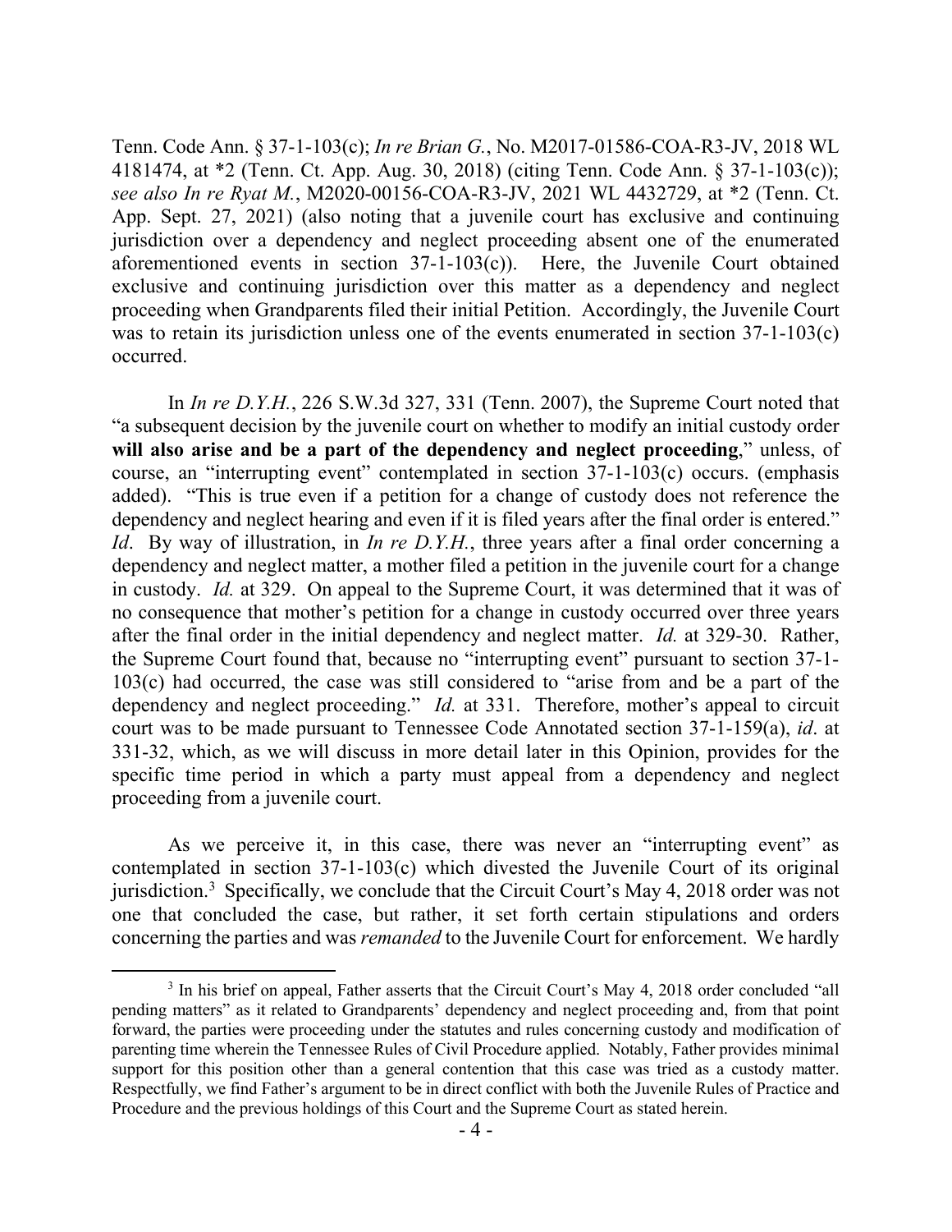Tenn. Code Ann. § 37-1-103(c); *In re Brian G.*, No. M2017-01586-COA-R3-JV, 2018 WL 4181474, at *2 (Tenn. Ct. App. Aug. 30, 2018) (citing Tenn. Code Ann. § 37-1-103(c)); *see also In re Ryat M.*, M2020-00156-COA-R3-JV, 2021 WL 4432729, at *2 (Tenn. Ct. App. Sept. 27, 2021) (also noting that a juvenile court has exclusive and continuing jurisdiction over a dependency and neglect proceeding absent one of the enumerated aforementioned events in section 37-1-103(c)). Here, the Juvenile Court obtained exclusive and continuing jurisdiction over this matter as a dependency and neglect proceeding when Grandparents filed their initial Petition. Accordingly, the Juvenile Court was to retain its jurisdiction unless one of the events enumerated in section 37-1-103(c) occurred.

In *In re D.Y.H.*, 226 S.W.3d 327, 331 (Tenn. 2007), the Supreme Court noted that "a subsequent decision by the juvenile court on whether to modify an initial custody order **will also arise and be a part of the dependency and neglect proceeding**," unless, of course, an "interrupting event" contemplated in section 37-1-103(c) occurs. (emphasis added). "This is true even if a petition for a change of custody does not reference the dependency and neglect hearing and even if it is filed years after the final order is entered." *Id*. By way of illustration, in *In re D.Y.H.*, three years after a final order concerning a dependency and neglect matter, a mother filed a petition in the juvenile court for a change in custody. *Id.* at 329. On appeal to the Supreme Court, it was determined that it was of no consequence that mother's petition for a change in custody occurred over three years after the final order in the initial dependency and neglect matter. *Id.* at 329-30. Rather, the Supreme Court found that, because no "interrupting event" pursuant to section 37-1-103(c) had occurred, the case was still considered to "arise from and be a part of the dependency and neglect proceeding." *Id.* at 331. Therefore, mother's appeal to circuit court was to be made pursuant to Tennessee Code Annotated section 37-1-159(a), *id*. at 331-32, which, as we will discuss in more detail later in this Opinion, provides for the specific time period in which a party must appeal from a dependency and neglect proceeding from a juvenile court.

As we perceive it, in this case, there was never an "interrupting event" as contemplated in section 37-1-103(c) which divested the Juvenile Court of its original jurisdiction.[3] Specifically, we conclude that the Circuit Court's May 4, 2018 order was not one that concluded the case, but rather, it set forth certain stipulations and orders concerning the parties and was *remanded* to the Juvenile Court for enforcement. We hardly

---

[3] In his brief on appeal, Father asserts that the Circuit Court's May 4, 2018 order concluded "all pending matters" as it related to Grandparents' dependency and neglect proceeding and, from that point forward, the parties were proceeding under the statutes and rules concerning custody and modification of parenting time wherein the Tennessee Rules of Civil Procedure applied. Notably, Father provides minimal support for this position other than a general contention that this case was tried as a custody matter. Respectfully, we find Father's argument to be in direct conflict with both the Juvenile Rules of Practice and Procedure and the previous holdings of this Court and the Supreme Court as stated herein.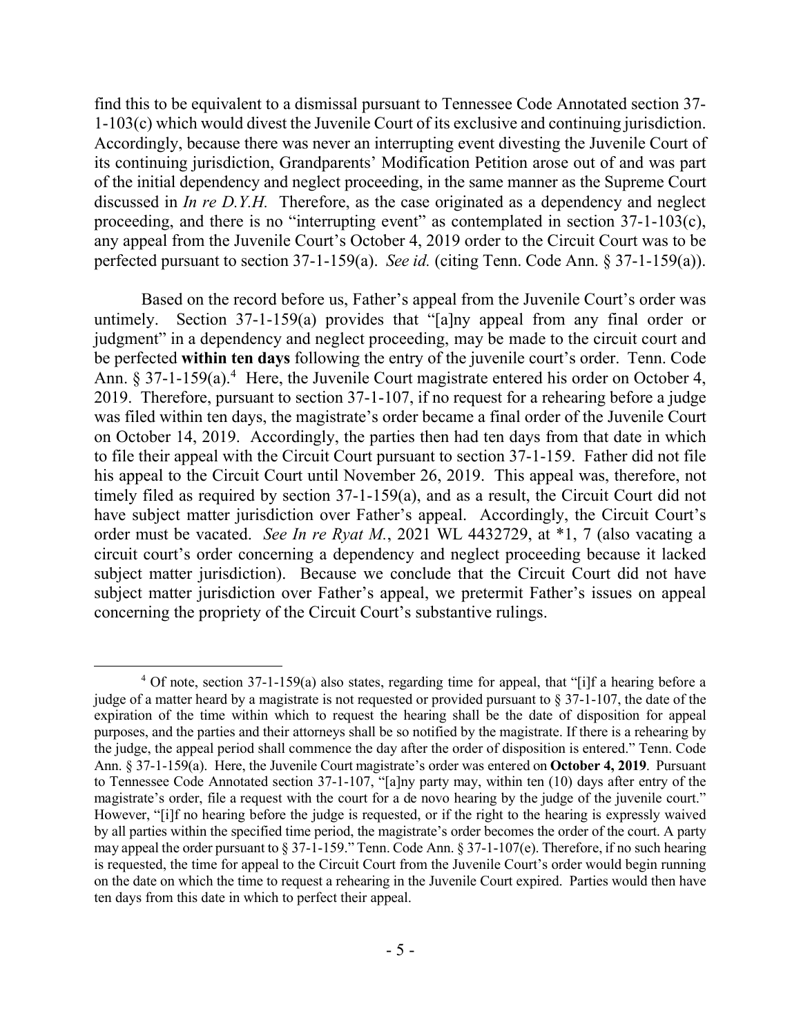find this to be equivalent to a dismissal pursuant to Tennessee Code Annotated section 37-1-103(c) which would divest the Juvenile Court of its exclusive and continuing jurisdiction. Accordingly, because there was never an interrupting event divesting the Juvenile Court of its continuing jurisdiction, Grandparents' Modification Petition arose out of and was part of the initial dependency and neglect proceeding, in the same manner as the Supreme Court discussed in *In re D.Y.H.* Therefore, as the case originated as a dependency and neglect proceeding, and there is no "interrupting event" as contemplated in section 37-1-103(c), any appeal from the Juvenile Court's October 4, 2019 order to the Circuit Court was to be perfected pursuant to section 37-1-159(a). *See id.* (citing Tenn. Code Ann. § 37-1-159(a)).

Based on the record before us, Father's appeal from the Juvenile Court's order was untimely. Section 37-1-159(a) provides that "[a]ny appeal from any final order or judgment" in a dependency and neglect proceeding, may be made to the circuit court and be perfected **within ten days** following the entry of the juvenile court's order. Tenn. Code Ann. § 37-1-159(a).[4] Here, the Juvenile Court magistrate entered his order on October 4, 2019. Therefore, pursuant to section 37-1-107, if no request for a rehearing before a judge was filed within ten days, the magistrate's order became a final order of the Juvenile Court on October 14, 2019. Accordingly, the parties then had ten days from that date in which to file their appeal with the Circuit Court pursuant to section 37-1-159. Father did not file his appeal to the Circuit Court until November 26, 2019. This appeal was, therefore, not timely filed as required by section 37-1-159(a), and as a result, the Circuit Court did not have subject matter jurisdiction over Father's appeal. Accordingly, the Circuit Court's order must be vacated. *See In re Ryat M.*, 2021 WL 4432729, at \*1, 7 (also vacating a circuit court's order concerning a dependency and neglect proceeding because it lacked subject matter jurisdiction). Because we conclude that the Circuit Court did not have subject matter jurisdiction over Father's appeal, we pretermit Father's issues on appeal concerning the propriety of the Circuit Court's substantive rulings.

---

[4] Of note, section 37-1-159(a) also states, regarding time for appeal, that "[i]f a hearing before a judge of a matter heard by a magistrate is not requested or provided pursuant to § 37-1-107, the date of the expiration of the time within which to request the hearing shall be the date of disposition for appeal purposes, and the parties and their attorneys shall be so notified by the magistrate. If there is a rehearing by the judge, the appeal period shall commence the day after the order of disposition is entered." Tenn. Code Ann. § 37-1-159(a). Here, the Juvenile Court magistrate's order was entered on **October 4, 2019**. Pursuant to Tennessee Code Annotated section 37-1-107, "[a]ny party may, within ten (10) days after entry of the magistrate's order, file a request with the court for a de novo hearing by the judge of the juvenile court." However, "[i]f no hearing before the judge is requested, or if the right to the hearing is expressly waived by all parties within the specified time period, the magistrate's order becomes the order of the court. A party may appeal the order pursuant to § 37-1-159." Tenn. Code Ann. § 37-1-107(e). Therefore, if no such hearing is requested, the time for appeal to the Circuit Court from the Juvenile Court's order would begin running on the date on which the time to request a rehearing in the Juvenile Court expired. Parties would then have ten days from this date in which to perfect their appeal.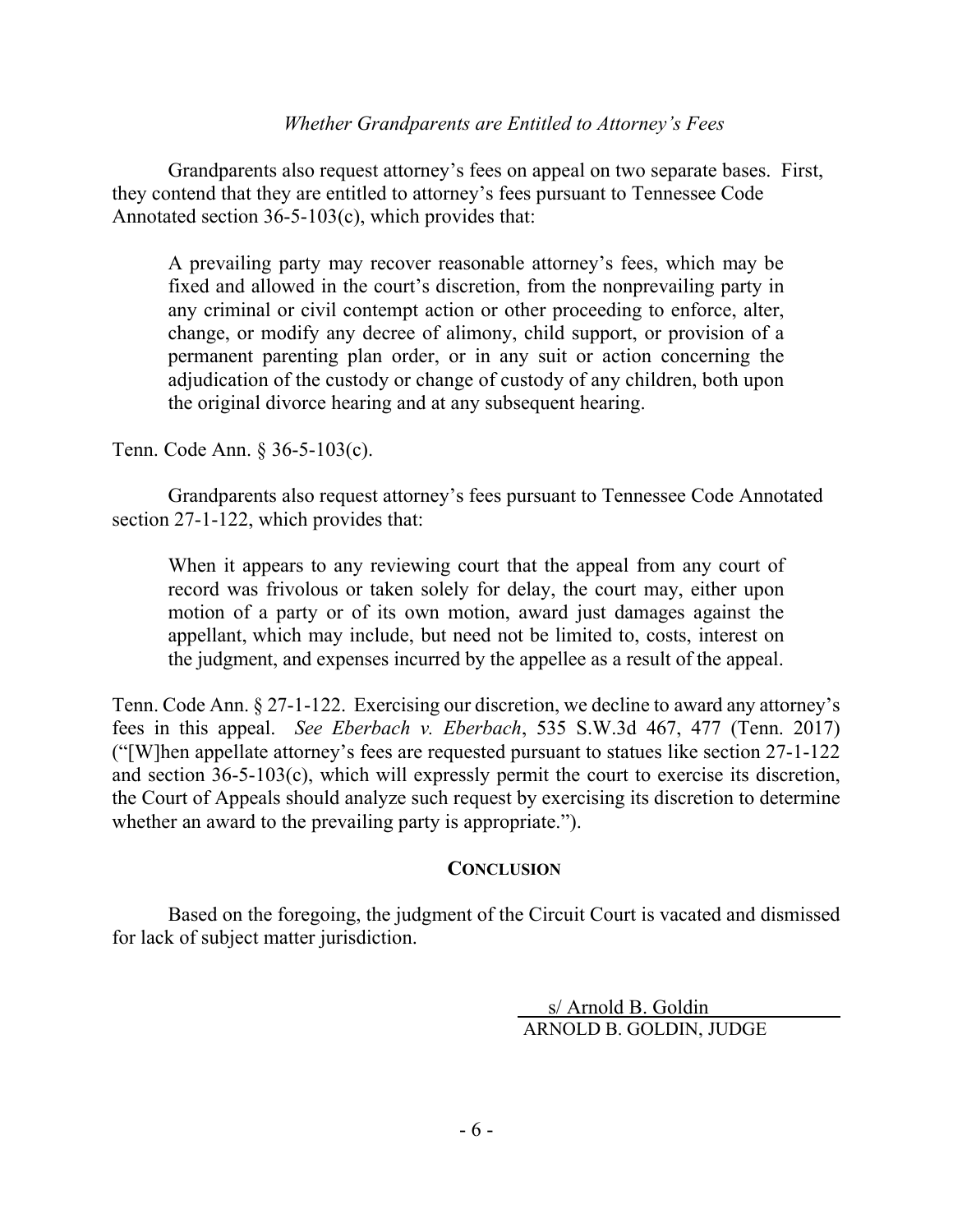*Whether Grandparents are Entitled to Attorney's Fees*

Grandparents also request attorney's fees on appeal on two separate bases. First, they contend that they are entitled to attorney's fees pursuant to Tennessee Code Annotated section 36-5-103(c), which provides that:

> A prevailing party may recover reasonable attorney's fees, which may be fixed and allowed in the court's discretion, from the nonprevailing party in any criminal or civil contempt action or other proceeding to enforce, alter, change, or modify any decree of alimony, child support, or provision of a permanent parenting plan order, or in any suit or action concerning the adjudication of the custody or change of custody of any children, both upon the original divorce hearing and at any subsequent hearing.

Tenn. Code Ann. § 36-5-103(c).

Grandparents also request attorney's fees pursuant to Tennessee Code Annotated section 27-1-122, which provides that:

> When it appears to any reviewing court that the appeal from any court of record was frivolous or taken solely for delay, the court may, either upon motion of a party or of its own motion, award just damages against the appellant, which may include, but need not be limited to, costs, interest on the judgment, and expenses incurred by the appellee as a result of the appeal.

Tenn. Code Ann. § 27-1-122. Exercising our discretion, we decline to award any attorney's fees in this appeal. *See Eberbach v. Eberbach*, 535 S.W.3d 467, 477 (Tenn. 2017) ("[W]hen appellate attorney's fees are requested pursuant to statues like section 27-1-122 and section 36-5-103(c), which will expressly permit the court to exercise its discretion, the Court of Appeals should analyze such request by exercising its discretion to determine whether an award to the prevailing party is appropriate.").

## CONCLUSION

Based on the foregoing, the judgment of the Circuit Court is vacated and dismissed for lack of subject matter jurisdiction.

s/ Arnold B. Goldin
ARNOLD B. GOLDIN, JUDGE